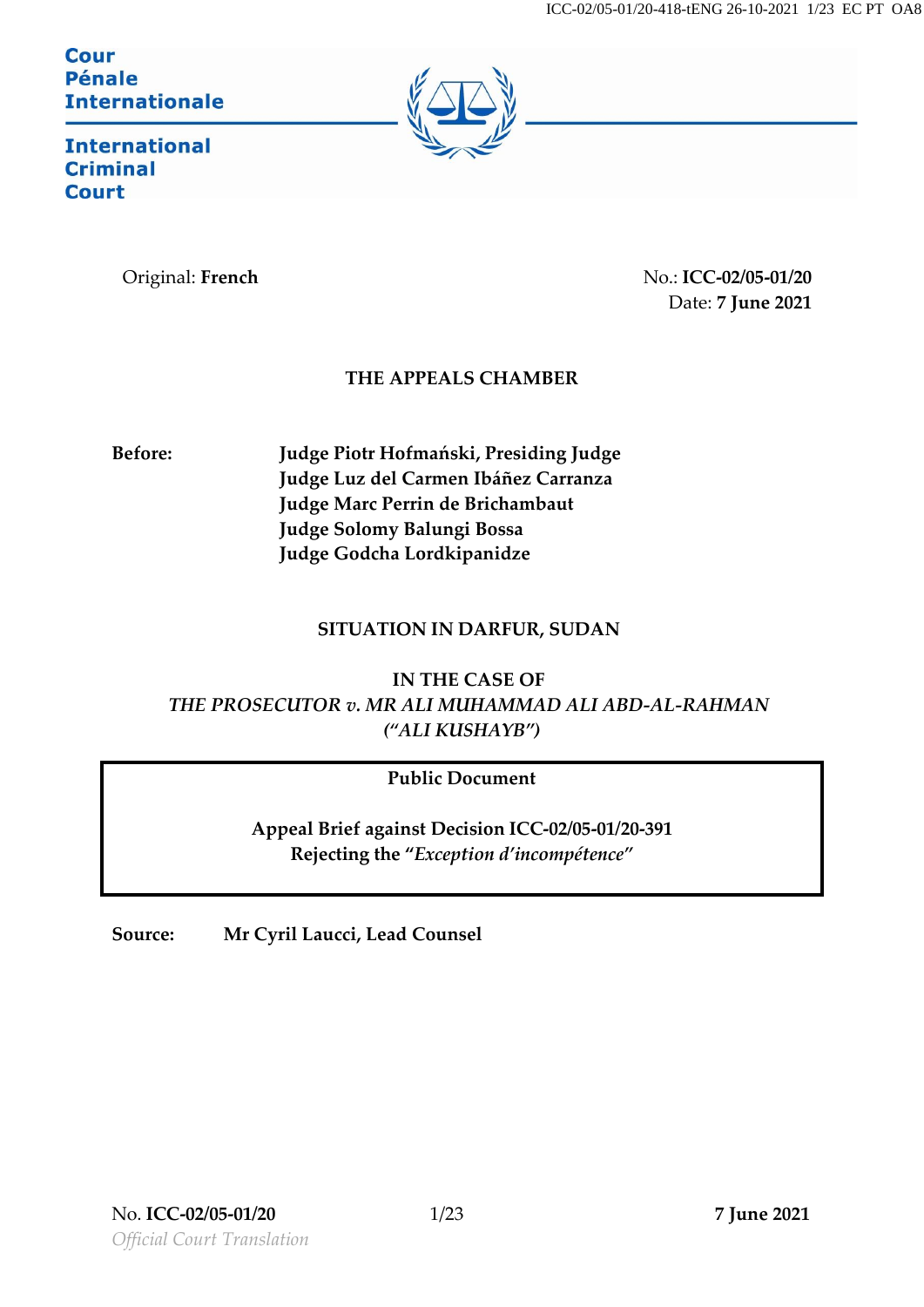Cour
Pénale
Internationale

International
Criminal
Court

Original: **French**

No.: **ICC-02/05-01/20**
Date: **7 June 2021**

**THE APPEALS CHAMBER**

**Before:**
**Judge Piotr Hofmański, Presiding Judge**
**Judge Luz del Carmen Ibáñez Carranza**
**Judge Marc Perrin de Brichambaut**
**Judge Solomy Balungi Bossa**
**Judge Godcha Lordkipanidze**

**SITUATION IN DARFUR, SUDAN**

**IN THE CASE OF**
***THE PROSECUTOR v. MR ALI MUHAMMAD ALI ABD-AL-RAHMAN (“ALI KUSHAYB”)***

**Public Document**

**Appeal Brief against Decision ICC-02/05-01/20-391 Rejecting the “*Exception d’incompétence*”**

**Source:** **Mr Cyril Laucci, Lead Counsel**

*Official Court Translation*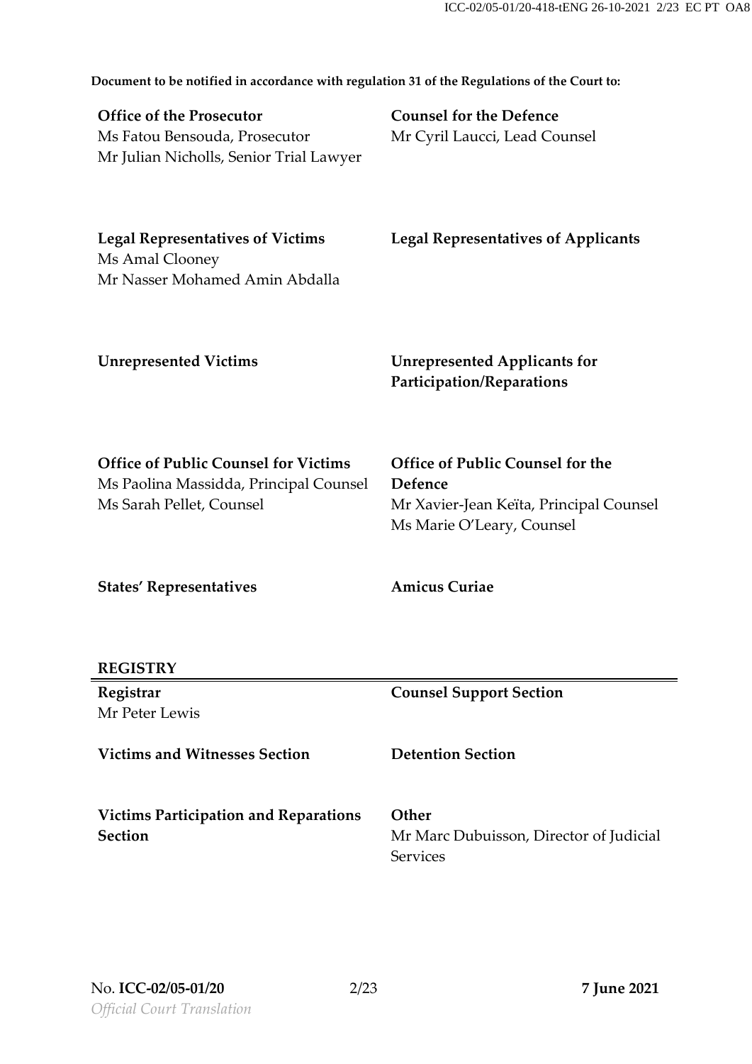**Document to be notified in accordance with regulation 31 of the Regulations of the Court to:**

| | |
|---|---|
| **Office of the Prosecutor**<br>Ms Fatou Bensouda, Prosecutor<br>Mr Julian Nicholls, Senior Trial Lawyer | **Counsel for the Defence**<br>Mr Cyril Laucci, Lead Counsel |
| **Legal Representatives of Victims**<br>Ms Amal Clooney<br>Mr Nasser Mohamed Amin Abdalla | **Legal Representatives of Applicants** |
| **Unrepresented Victims** | **Unrepresented Applicants for Participation/Reparations** |
| **Office of Public Counsel for Victims**<br>Ms Paolina Massidda, Principal Counsel<br>Ms Sarah Pellet, Counsel | **Office of Public Counsel for the Defence**<br>Mr Xavier-Jean Keïta, Principal Counsel<br>Ms Marie O'Leary, Counsel |
| **States' Representatives** | **Amicus Curiae** |

**REGISTRY**

| | |
|---|---|
| **Registrar**<br>Mr Peter Lewis | **Counsel Support Section** |
| **Victims and Witnesses Section** | **Detention Section** |
| **Victims Participation and Reparations Section** | **Other**<br>Mr Marc Dubuisson, Director of Judicial Services |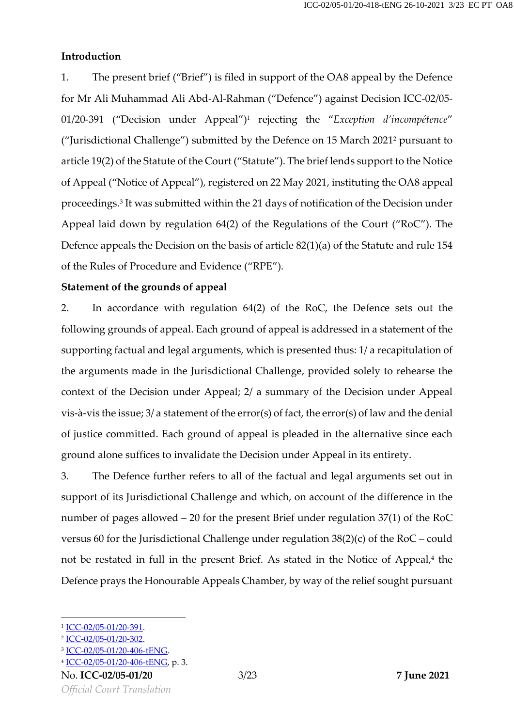**Introduction**

1. The present brief ("Brief") is filed in support of the OA8 appeal by the Defence for Mr Ali Muhammad Ali Abd-Al-Rahman ("Defence") against Decision ICC-02/05-01/20-391 ("Decision under Appeal")[1] rejecting the "*Exception d'incompétence*" ("Jurisdictional Challenge") submitted by the Defence on 15 March 2021[2] pursuant to article 19(2) of the Statute of the Court ("Statute"). The brief lends support to the Notice of Appeal ("Notice of Appeal"), registered on 22 May 2021, instituting the OA8 appeal proceedings.[3] It was submitted within the 21 days of notification of the Decision under Appeal laid down by regulation 64(2) of the Regulations of the Court ("RoC"). The Defence appeals the Decision on the basis of article 82(1)(a) of the Statute and rule 154 of the Rules of Procedure and Evidence ("RPE").

**Statement of the grounds of appeal**

2. In accordance with regulation 64(2) of the RoC, the Defence sets out the following grounds of appeal. Each ground of appeal is addressed in a statement of the supporting factual and legal arguments, which is presented thus: 1/ a recapitulation of the arguments made in the Jurisdictional Challenge, provided solely to rehearse the context of the Decision under Appeal; 2/ a summary of the Decision under Appeal vis-à-vis the issue; 3/ a statement of the error(s) of fact, the error(s) of law and the denial of justice committed. Each ground of appeal is pleaded in the alternative since each ground alone suffices to invalidate the Decision under Appeal in its entirety.

3. The Defence further refers to all of the factual and legal arguments set out in support of its Jurisdictional Challenge and which, on account of the difference in the number of pages allowed – 20 for the present Brief under regulation 37(1) of the RoC versus 60 for the Jurisdictional Challenge under regulation 38(2)(c) of the RoC – could not be restated in full in the present Brief. As stated in the Notice of Appeal,[4] the Defence prays the Honourable Appeals Chamber, by way of the relief sought pursuant

---

[1] ICC-02/05-01/20-391.
[2] ICC-02/05-01/20-302.
[3] ICC-02/05-01/20-406-tENG.
[4] ICC-02/05-01/20-406-tENG, p. 3.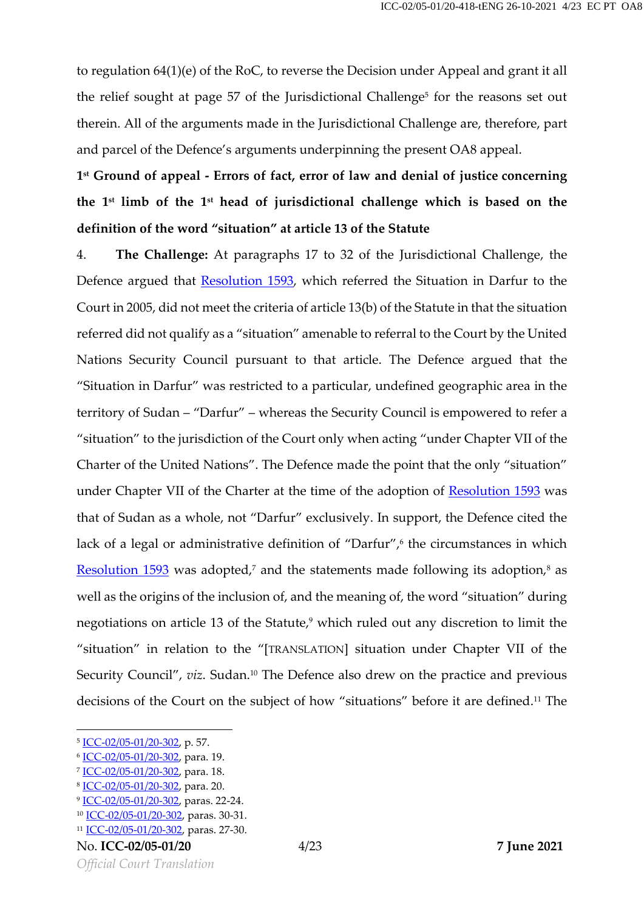to regulation 64(1)(e) of the RoC, to reverse the Decision under Appeal and grant it all the relief sought at page 57 of the Jurisdictional Challenge[5] for the reasons set out therein. All of the arguments made in the Jurisdictional Challenge are, therefore, part and parcel of the Defence's arguments underpinning the present OA8 appeal.

**1st Ground of appeal - Errors of fact, error of law and denial of justice concerning the 1st limb of the 1st head of jurisdictional challenge which is based on the definition of the word "situation" at article 13 of the Statute**

4. **The Challenge:** At paragraphs 17 to 32 of the Jurisdictional Challenge, the Defence argued that Resolution 1593, which referred the Situation in Darfur to the Court in 2005, did not meet the criteria of article 13(b) of the Statute in that the situation referred did not qualify as a "situation" amenable to referral to the Court by the United Nations Security Council pursuant to that article. The Defence argued that the "Situation in Darfur" was restricted to a particular, undefined geographic area in the territory of Sudan – "Darfur" – whereas the Security Council is empowered to refer a "situation" to the jurisdiction of the Court only when acting "under Chapter VII of the Charter of the United Nations". The Defence made the point that the only "situation" under Chapter VII of the Charter at the time of the adoption of Resolution 1593 was that of Sudan as a whole, not "Darfur" exclusively. In support, the Defence cited the lack of a legal or administrative definition of "Darfur",[6] the circumstances in which Resolution 1593 was adopted,[7] and the statements made following its adoption,[8] as well as the origins of the inclusion of, and the meaning of, the word "situation" during negotiations on article 13 of the Statute,[9] which ruled out any discretion to limit the "situation" in relation to the "[TRANSLATION] situation under Chapter VII of the Security Council", *viz.* Sudan.[10] The Defence also drew on the practice and previous decisions of the Court on the subject of how "situations" before it are defined.[11] The

[5] ICC-02/05-01/20-302, p. 57.
[6] ICC-02/05-01/20-302, para. 19.
[7] ICC-02/05-01/20-302, para. 18.
[8] ICC-02/05-01/20-302, para. 20.
[9] ICC-02/05-01/20-302, paras. 22-24.
[10] ICC-02/05-01/20-302, paras. 30-31.
[11] ICC-02/05-01/20-302, paras. 27-30.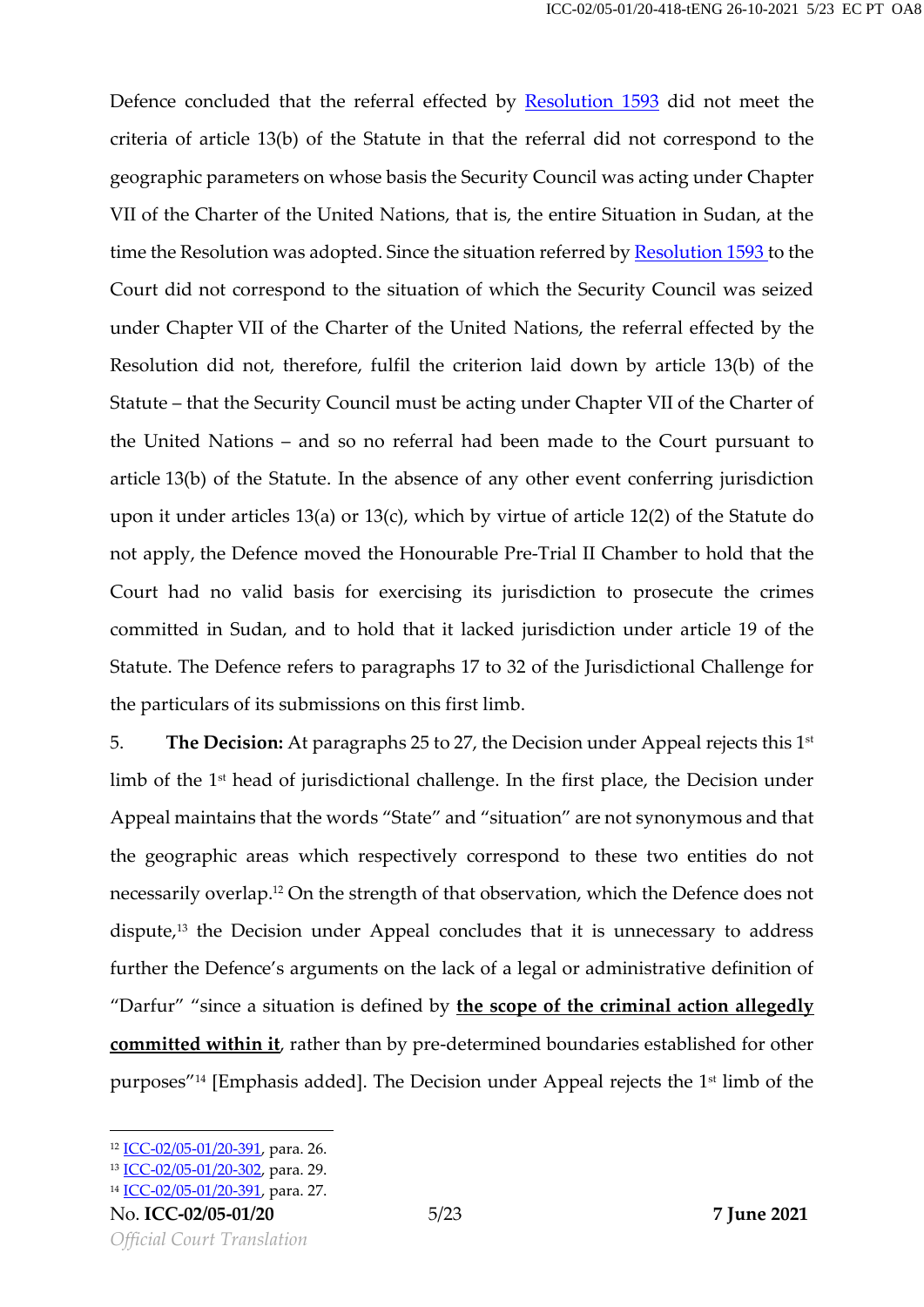Defence concluded that the referral effected by Resolution 1593 did not meet the criteria of article 13(b) of the Statute in that the referral did not correspond to the geographic parameters on whose basis the Security Council was acting under Chapter VII of the Charter of the United Nations, that is, the entire Situation in Sudan, at the time the Resolution was adopted. Since the situation referred by Resolution 1593 to the Court did not correspond to the situation of which the Security Council was seized under Chapter VII of the Charter of the United Nations, the referral effected by the Resolution did not, therefore, fulfil the criterion laid down by article 13(b) of the Statute – that the Security Council must be acting under Chapter VII of the Charter of the United Nations – and so no referral had been made to the Court pursuant to article 13(b) of the Statute. In the absence of any other event conferring jurisdiction upon it under articles 13(a) or 13(c), which by virtue of article 12(2) of the Statute do not apply, the Defence moved the Honourable Pre-Trial II Chamber to hold that the Court had no valid basis for exercising its jurisdiction to prosecute the crimes committed in Sudan, and to hold that it lacked jurisdiction under article 19 of the Statute. The Defence refers to paragraphs 17 to 32 of the Jurisdictional Challenge for the particulars of its submissions on this first limb.

5. **The Decision:** At paragraphs 25 to 27, the Decision under Appeal rejects this 1st limb of the 1st head of jurisdictional challenge. In the first place, the Decision under Appeal maintains that the words "State" and "situation" are not synonymous and that the geographic areas which respectively correspond to these two entities do not necessarily overlap.[12] On the strength of that observation, which the Defence does not dispute,[13] the Decision under Appeal concludes that it is unnecessary to address further the Defence's arguments on the lack of a legal or administrative definition of "Darfur" "since a situation is defined by **the scope of the criminal action allegedly committed within it**, rather than by pre-determined boundaries established for other purposes"[14] [Emphasis added]. The Decision under Appeal rejects the 1st limb of the

[12] ICC-02/05-01/20-391, para. 26.
[13] ICC-02/05-01/20-302, para. 29.
[14] ICC-02/05-01/20-391, para. 27.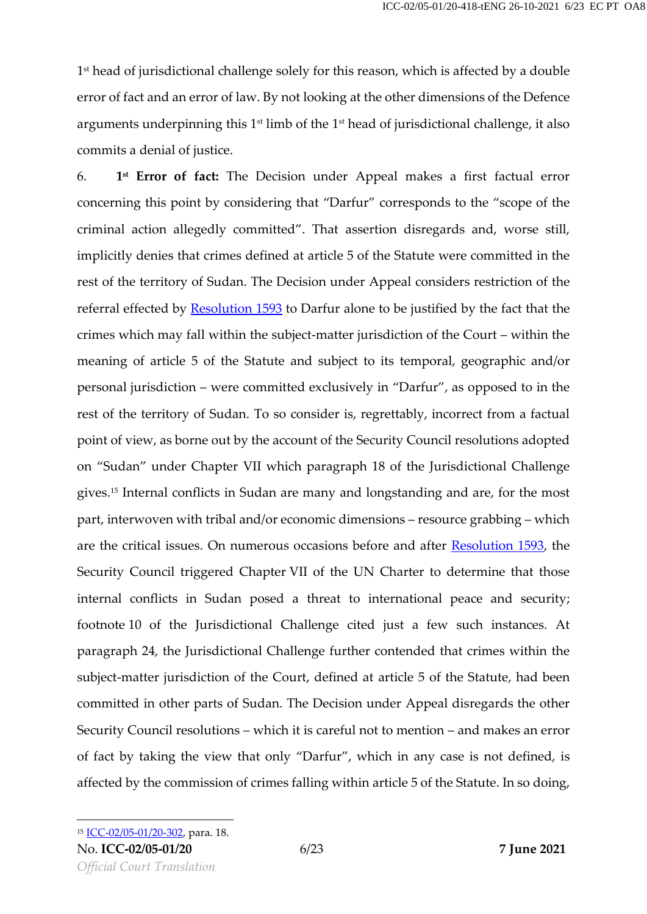1st head of jurisdictional challenge solely for this reason, which is affected by a double error of fact and an error of law. By not looking at the other dimensions of the Defence arguments underpinning this 1st limb of the 1st head of jurisdictional challenge, it also commits a denial of justice.

6. **1st Error of fact:** The Decision under Appeal makes a first factual error concerning this point by considering that "Darfur" corresponds to the "scope of the criminal action allegedly committed". That assertion disregards and, worse still, implicitly denies that crimes defined at article 5 of the Statute were committed in the rest of the territory of Sudan. The Decision under Appeal considers restriction of the referral effected by Resolution 1593 to Darfur alone to be justified by the fact that the crimes which may fall within the subject-matter jurisdiction of the Court – within the meaning of article 5 of the Statute and subject to its temporal, geographic and/or personal jurisdiction – were committed exclusively in "Darfur", as opposed to in the rest of the territory of Sudan. To so consider is, regrettably, incorrect from a factual point of view, as borne out by the account of the Security Council resolutions adopted on "Sudan" under Chapter VII which paragraph 18 of the Jurisdictional Challenge gives.[15] Internal conflicts in Sudan are many and longstanding and are, for the most part, interwoven with tribal and/or economic dimensions – resource grabbing – which are the critical issues. On numerous occasions before and after Resolution 1593, the Security Council triggered Chapter VII of the UN Charter to determine that those internal conflicts in Sudan posed a threat to international peace and security; footnote 10 of the Jurisdictional Challenge cited just a few such instances. At paragraph 24, the Jurisdictional Challenge further contended that crimes within the subject-matter jurisdiction of the Court, defined at article 5 of the Statute, had been committed in other parts of Sudan. The Decision under Appeal disregards the other Security Council resolutions – which it is careful not to mention – and makes an error of fact by taking the view that only "Darfur", which in any case is not defined, is affected by the commission of crimes falling within article 5 of the Statute. In so doing,

[15] ICC-02/05-01/20-302, para. 18.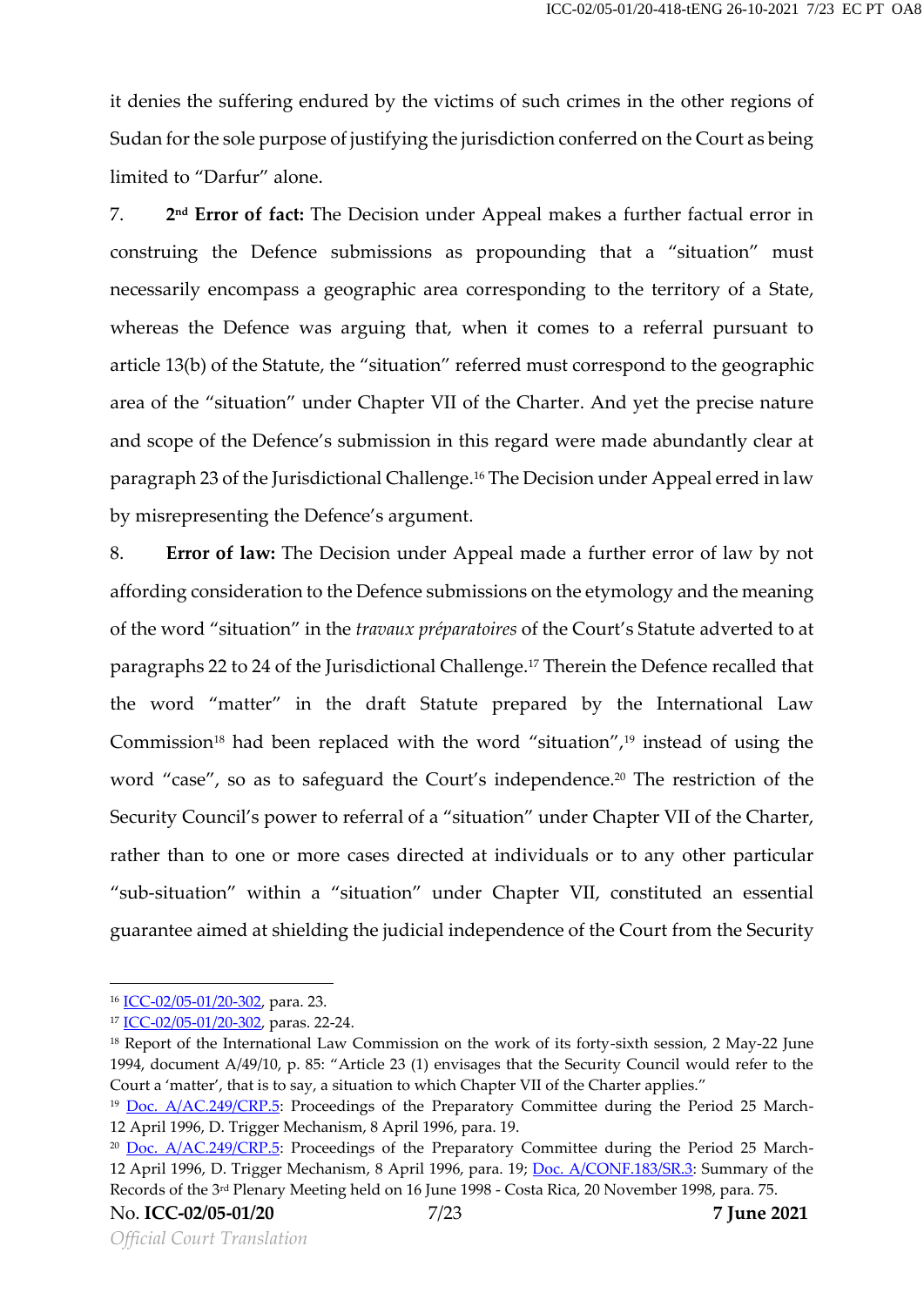it denies the suffering endured by the victims of such crimes in the other regions of Sudan for the sole purpose of justifying the jurisdiction conferred on the Court as being limited to "Darfur" alone.

7. **2nd Error of fact:** The Decision under Appeal makes a further factual error in construing the Defence submissions as propounding that a "situation" must necessarily encompass a geographic area corresponding to the territory of a State, whereas the Defence was arguing that, when it comes to a referral pursuant to article 13(b) of the Statute, the "situation" referred must correspond to the geographic area of the "situation" under Chapter VII of the Charter. And yet the precise nature and scope of the Defence's submission in this regard were made abundantly clear at paragraph 23 of the Jurisdictional Challenge.[16] The Decision under Appeal erred in law by misrepresenting the Defence's argument.

8. **Error of law:** The Decision under Appeal made a further error of law by not affording consideration to the Defence submissions on the etymology and the meaning of the word "situation" in the *travaux préparatoires* of the Court's Statute adverted to at paragraphs 22 to 24 of the Jurisdictional Challenge.[17] Therein the Defence recalled that the word "matter" in the draft Statute prepared by the International Law Commission[18] had been replaced with the word "situation",[19] instead of using the word "case", so as to safeguard the Court's independence.[20] The restriction of the Security Council's power to referral of a "situation" under Chapter VII of the Charter, rather than to one or more cases directed at individuals or to any other particular "sub-situation" within a "situation" under Chapter VII, constituted an essential guarantee aimed at shielding the judicial independence of the Court from the Security

---

[16] ICC-02/05-01/20-302, para. 23.

[17] ICC-02/05-01/20-302, paras. 22-24.

[18] Report of the International Law Commission on the work of its forty-sixth session, 2 May-22 June 1994, document A/49/10, p. 85: "Article 23 (1) envisages that the Security Council would refer to the Court a 'matter', that is to say, a situation to which Chapter VII of the Charter applies."

[19] Doc. A/AC.249/CRP.5: Proceedings of the Preparatory Committee during the Period 25 March-12 April 1996, D. Trigger Mechanism, 8 April 1996, para. 19.

[20] Doc. A/AC.249/CRP.5: Proceedings of the Preparatory Committee during the Period 25 March-12 April 1996, D. Trigger Mechanism, 8 April 1996, para. 19; Doc. A/CONF.183/SR.3: Summary of the Records of the 3rd Plenary Meeting held on 16 June 1998 - Costa Rica, 20 November 1998, para. 75.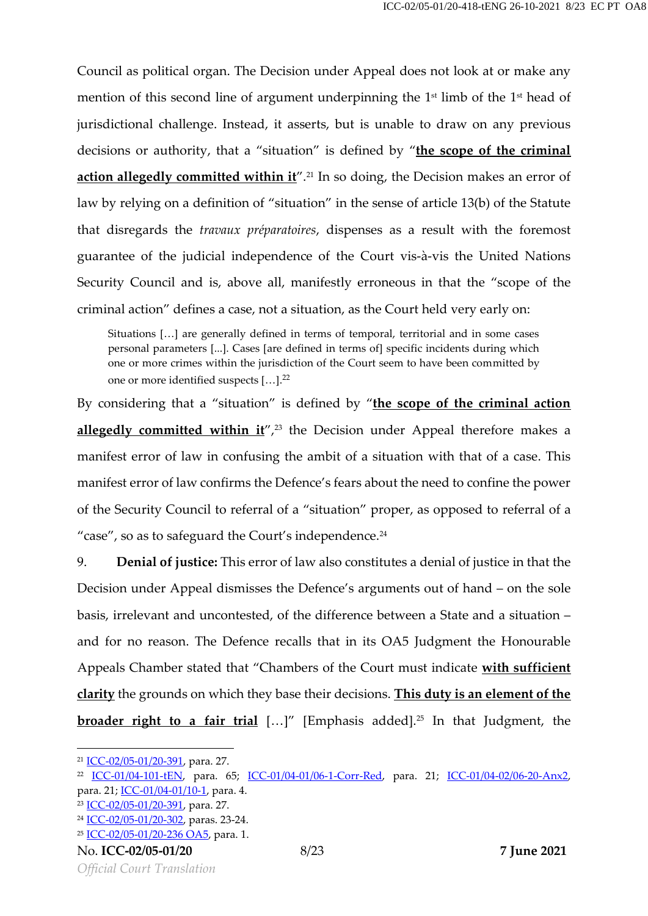Council as political organ. The Decision under Appeal does not look at or make any mention of this second line of argument underpinning the 1st limb of the 1st head of jurisdictional challenge. Instead, it asserts, but is unable to draw on any previous decisions or authority, that a "situation" is defined by "**the scope of the criminal action allegedly committed within it**".[21] In so doing, the Decision makes an error of law by relying on a definition of "situation" in the sense of article 13(b) of the Statute that disregards the *travaux préparatoires*, dispenses as a result with the foremost guarantee of the judicial independence of the Court vis-à-vis the United Nations Security Council and is, above all, manifestly erroneous in that the "scope of the criminal action" defines a case, not a situation, as the Court held very early on:

> Situations […] are generally defined in terms of temporal, territorial and in some cases personal parameters [...]. Cases [are defined in terms of] specific incidents during which one or more crimes within the jurisdiction of the Court seem to have been committed by one or more identified suspects […].[22]

By considering that a "situation" is defined by "**the scope of the criminal action allegedly committed within it**",[23] the Decision under Appeal therefore makes a manifest error of law in confusing the ambit of a situation with that of a case. This manifest error of law confirms the Defence's fears about the need to confine the power of the Security Council to referral of a "situation" proper, as opposed to referral of a "case", so as to safeguard the Court's independence.[24]

9. **Denial of justice:** This error of law also constitutes a denial of justice in that the Decision under Appeal dismisses the Defence's arguments out of hand – on the sole basis, irrelevant and uncontested, of the difference between a State and a situation – and for no reason. The Defence recalls that in its OA5 Judgment the Honourable Appeals Chamber stated that "Chambers of the Court must indicate **with sufficient clarity** the grounds on which they base their decisions. **This duty is an element of the broader right to a fair trial** […]" [Emphasis added].[25] In that Judgment, the

---

[21] ICC-02/05-01/20-391, para. 27.
[22] ICC-01/04-101-tEN, para. 65; ICC-01/04-01/06-1-Corr-Red, para. 21; ICC-01/04-02/06-20-Anx2, para. 21; ICC-01/04-01/10-1, para. 4.
[23] ICC-02/05-01/20-391, para. 27.
[24] ICC-02/05-01/20-302, paras. 23-24.
[25] ICC-02/05-01/20-236 OA5, para. 1.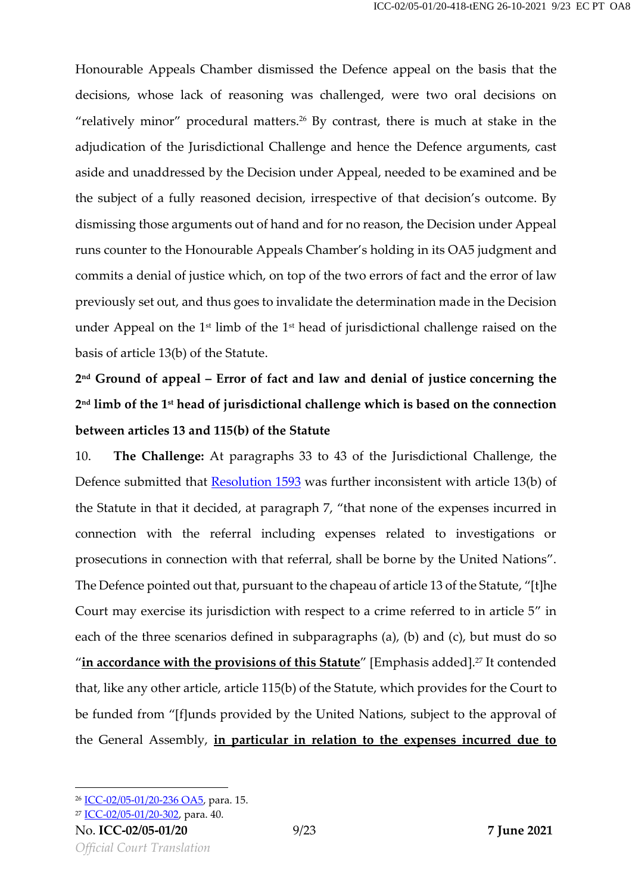Honourable Appeals Chamber dismissed the Defence appeal on the basis that the decisions, whose lack of reasoning was challenged, were two oral decisions on "relatively minor" procedural matters.[26] By contrast, there is much at stake in the adjudication of the Jurisdictional Challenge and hence the Defence arguments, cast aside and unaddressed by the Decision under Appeal, needed to be examined and be the subject of a fully reasoned decision, irrespective of that decision's outcome. By dismissing those arguments out of hand and for no reason, the Decision under Appeal runs counter to the Honourable Appeals Chamber's holding in its OA5 judgment and commits a denial of justice which, on top of the two errors of fact and the error of law previously set out, and thus goes to invalidate the determination made in the Decision under Appeal on the 1st limb of the 1st head of jurisdictional challenge raised on the basis of article 13(b) of the Statute.

**2nd Ground of appeal – Error of fact and law and denial of justice concerning the 2nd limb of the 1st head of jurisdictional challenge which is based on the connection between articles 13 and 115(b) of the Statute**

10. **The Challenge:** At paragraphs 33 to 43 of the Jurisdictional Challenge, the Defence submitted that Resolution 1593 was further inconsistent with article 13(b) of the Statute in that it decided, at paragraph 7, "that none of the expenses incurred in connection with the referral including expenses related to investigations or prosecutions in connection with that referral, shall be borne by the United Nations". The Defence pointed out that, pursuant to the chapeau of article 13 of the Statute, "[t]he Court may exercise its jurisdiction with respect to a crime referred to in article 5" in each of the three scenarios defined in subparagraphs (a), (b) and (c), but must do so "**in accordance with the provisions of this Statute**" [Emphasis added].[27] It contended that, like any other article, article 115(b) of the Statute, which provides for the Court to be funded from "[f]unds provided by the United Nations, subject to the approval of the General Assembly, **in particular in relation to the expenses incurred due to**

---

[26] ICC-02/05-01/20-236 OA5, para. 15.

[27] ICC-02/05-01/20-302, para. 40.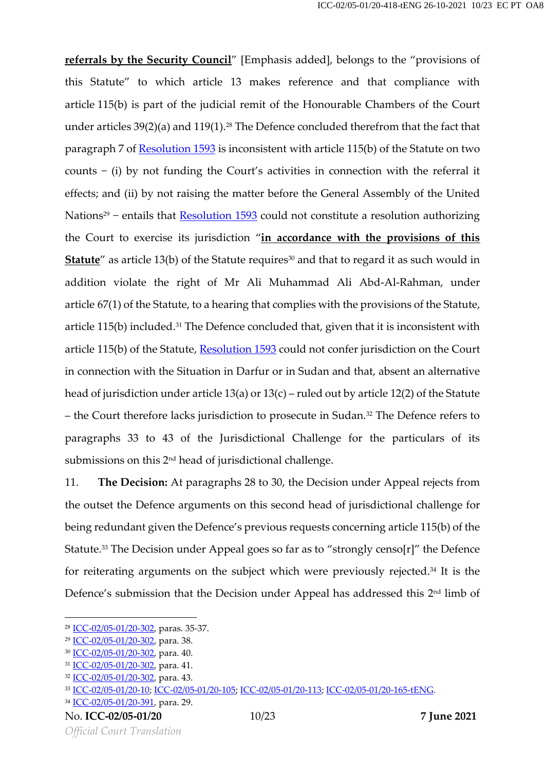**<u>referrals by the Security Council</u>**" [Emphasis added], belongs to the "provisions of this Statute" to which article 13 makes reference and that compliance with article 115(b) is part of the judicial remit of the Honourable Chambers of the Court under articles 39(2)(a) and 119(1).[28] The Defence concluded therefrom that the fact that paragraph 7 of Resolution 1593 is inconsistent with article 115(b) of the Statute on two counts – (i) by not funding the Court's activities in connection with the referral it effects; and (ii) by not raising the matter before the General Assembly of the United Nations[29] – entails that Resolution 1593 could not constitute a resolution authorizing the Court to exercise its jurisdiction "**<u>in accordance with the provisions of this Statute</u>**" as article 13(b) of the Statute requires[30] and that to regard it as such would in addition violate the right of Mr Ali Muhammad Ali Abd-Al-Rahman, under article 67(1) of the Statute, to a hearing that complies with the provisions of the Statute, article 115(b) included.[31] The Defence concluded that, given that it is inconsistent with article 115(b) of the Statute, Resolution 1593 could not confer jurisdiction on the Court in connection with the Situation in Darfur or in Sudan and that, absent an alternative head of jurisdiction under article 13(a) or 13(c) – ruled out by article 12(2) of the Statute – the Court therefore lacks jurisdiction to prosecute in Sudan.[32] The Defence refers to paragraphs 33 to 43 of the Jurisdictional Challenge for the particulars of its submissions on this 2nd head of jurisdictional challenge.

11. **The Decision:** At paragraphs 28 to 30, the Decision under Appeal rejects from the outset the Defence arguments on this second head of jurisdictional challenge for being redundant given the Defence's previous requests concerning article 115(b) of the Statute.[33] The Decision under Appeal goes so far as to "strongly censo[r]" the Defence for reiterating arguments on the subject which were previously rejected.[34] It is the Defence's submission that the Decision under Appeal has addressed this 2nd limb of

---

[28] ICC-02/05-01/20-302, paras. 35-37.
[29] ICC-02/05-01/20-302, para. 38.
[30] ICC-02/05-01/20-302, para. 40.
[31] ICC-02/05-01/20-302, para. 41.
[32] ICC-02/05-01/20-302, para. 43.
[33] ICC-02/05-01/20-10; ICC-02/05-01/20-105; ICC-02/05-01/20-113; ICC-02/05-01/20-165-tENG.
[34] ICC-02/05-01/20-391, para. 29.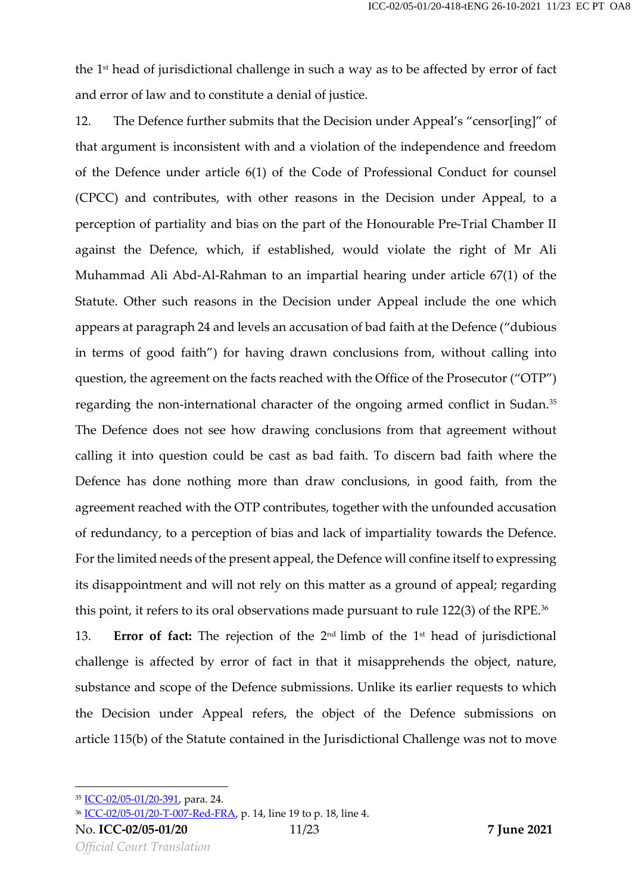the 1st head of jurisdictional challenge in such a way as to be affected by error of fact and error of law and to constitute a denial of justice.

12. The Defence further submits that the Decision under Appeal's "censor[ing]" of that argument is inconsistent with and a violation of the independence and freedom of the Defence under article 6(1) of the Code of Professional Conduct for counsel (CPCC) and contributes, with other reasons in the Decision under Appeal, to a perception of partiality and bias on the part of the Honourable Pre-Trial Chamber II against the Defence, which, if established, would violate the right of Mr Ali Muhammad Ali Abd-Al-Rahman to an impartial hearing under article 67(1) of the Statute. Other such reasons in the Decision under Appeal include the one which appears at paragraph 24 and levels an accusation of bad faith at the Defence ("dubious in terms of good faith") for having drawn conclusions from, without calling into question, the agreement on the facts reached with the Office of the Prosecutor ("OTP") regarding the non-international character of the ongoing armed conflict in Sudan.[35] The Defence does not see how drawing conclusions from that agreement without calling it into question could be cast as bad faith. To discern bad faith where the Defence has done nothing more than draw conclusions, in good faith, from the agreement reached with the OTP contributes, together with the unfounded accusation of redundancy, to a perception of bias and lack of impartiality towards the Defence. For the limited needs of the present appeal, the Defence will confine itself to expressing its disappointment and will not rely on this matter as a ground of appeal; regarding this point, it refers to its oral observations made pursuant to rule 122(3) of the RPE.[36]

13. **Error of fact:** The rejection of the 2nd limb of the 1st head of jurisdictional challenge is affected by error of fact in that it misapprehends the object, nature, substance and scope of the Defence submissions. Unlike its earlier requests to which the Decision under Appeal refers, the object of the Defence submissions on article 115(b) of the Statute contained in the Jurisdictional Challenge was not to move

---

[35] ICC-02/05-01/20-391, para. 24.

[36] ICC-02/05-01/20-T-007-Red-FRA, p. 14, line 19 to p. 18, line 4.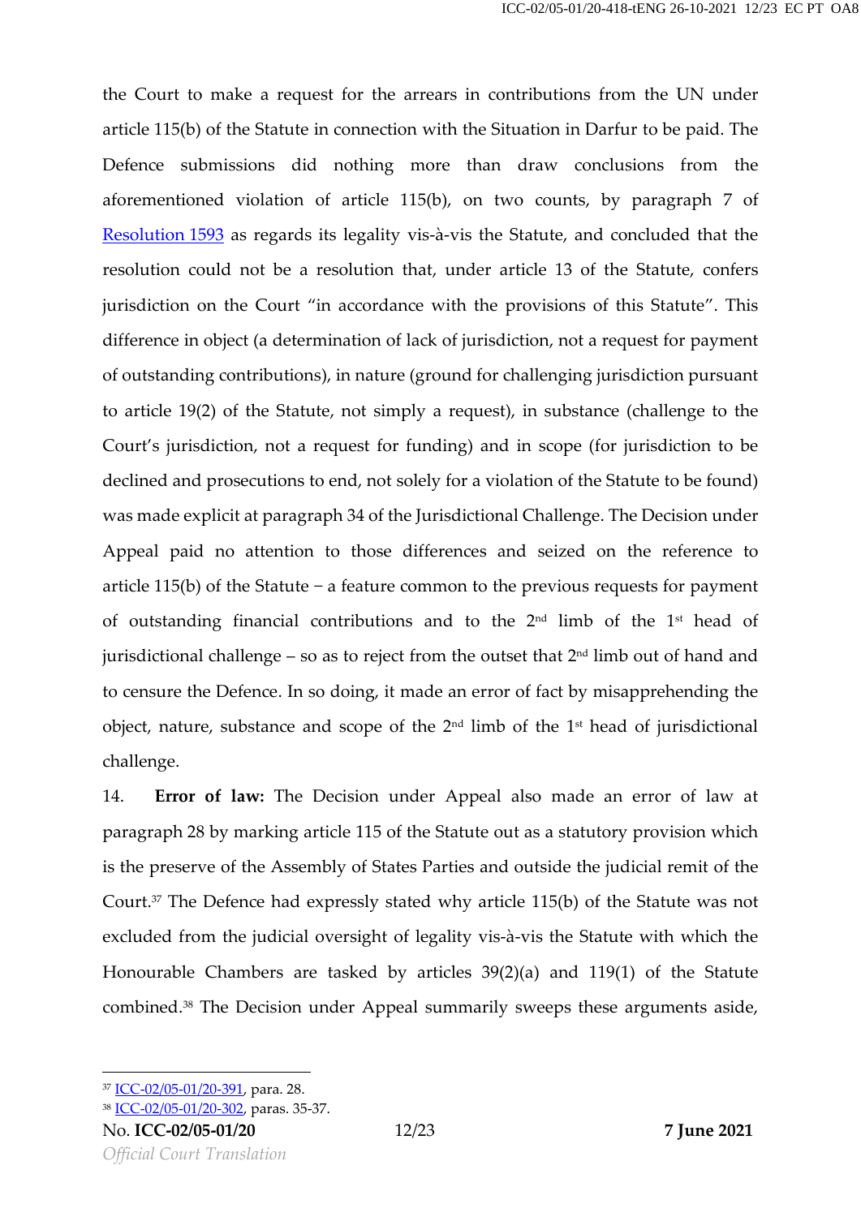the Court to make a request for the arrears in contributions from the UN under article 115(b) of the Statute in connection with the Situation in Darfur to be paid. The Defence submissions did nothing more than draw conclusions from the aforementioned violation of article 115(b), on two counts, by paragraph 7 of Resolution 1593 as regards its legality vis-à-vis the Statute, and concluded that the resolution could not be a resolution that, under article 13 of the Statute, confers jurisdiction on the Court "in accordance with the provisions of this Statute". This difference in object (a determination of lack of jurisdiction, not a request for payment of outstanding contributions), in nature (ground for challenging jurisdiction pursuant to article 19(2) of the Statute, not simply a request), in substance (challenge to the Court's jurisdiction, not a request for funding) and in scope (for jurisdiction to be declined and prosecutions to end, not solely for a violation of the Statute to be found) was made explicit at paragraph 34 of the Jurisdictional Challenge. The Decision under Appeal paid no attention to those differences and seized on the reference to article 115(b) of the Statute – a feature common to the previous requests for payment of outstanding financial contributions and to the 2nd limb of the 1st head of jurisdictional challenge – so as to reject from the outset that 2nd limb out of hand and to censure the Defence. In so doing, it made an error of fact by misapprehending the object, nature, substance and scope of the 2nd limb of the 1st head of jurisdictional challenge.

14. **Error of law:** The Decision under Appeal also made an error of law at paragraph 28 by marking article 115 of the Statute out as a statutory provision which is the preserve of the Assembly of States Parties and outside the judicial remit of the Court.[37] The Defence had expressly stated why article 115(b) of the Statute was not excluded from the judicial oversight of legality vis-à-vis the Statute with which the Honourable Chambers are tasked by articles 39(2)(a) and 119(1) of the Statute combined.[38] The Decision under Appeal summarily sweeps these arguments aside,

[37] ICC-02/05-01/20-391, para. 28.
[38] ICC-02/05-01/20-302, paras. 35-37.

No. **ICC-02/05-01/20** **7 June 2021**
*Official Court Translation*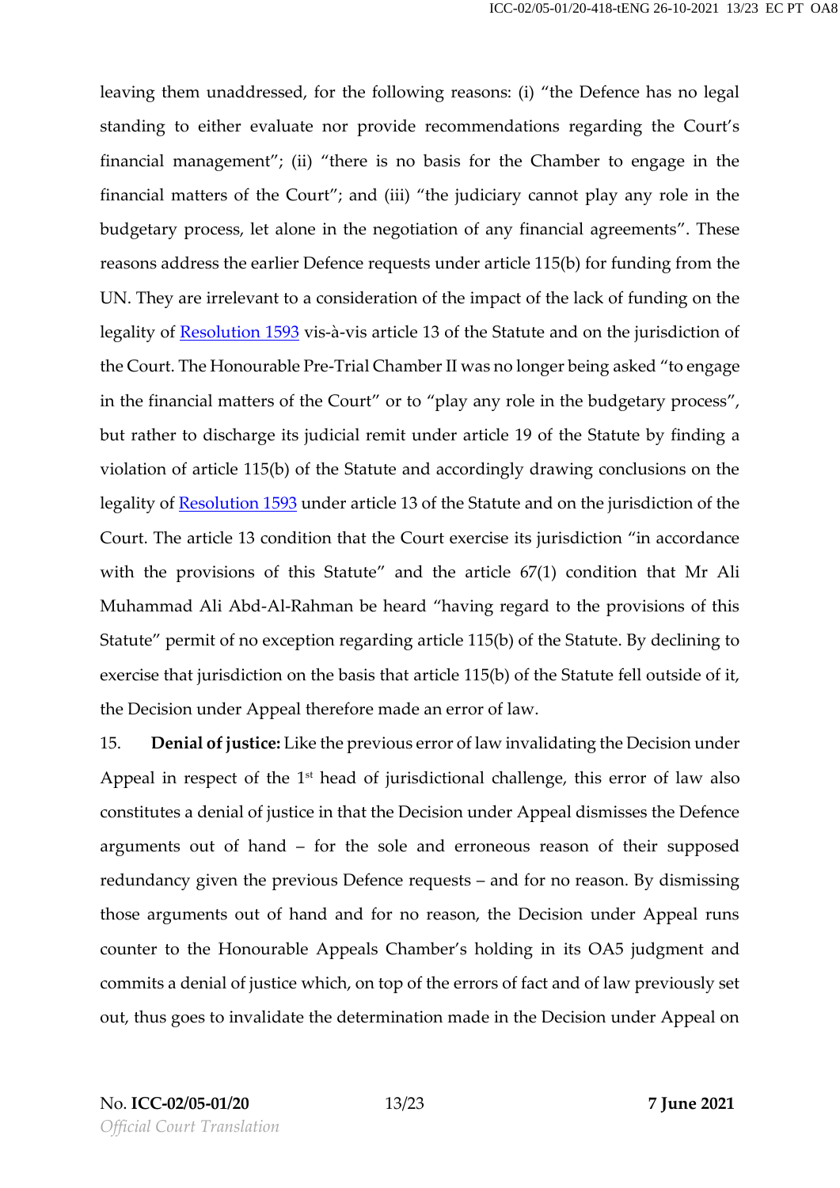leaving them unaddressed, for the following reasons: (i) "the Defence has no legal standing to either evaluate nor provide recommendations regarding the Court's financial management"; (ii) "there is no basis for the Chamber to engage in the financial matters of the Court"; and (iii) "the judiciary cannot play any role in the budgetary process, let alone in the negotiation of any financial agreements". These reasons address the earlier Defence requests under article 115(b) for funding from the UN. They are irrelevant to a consideration of the impact of the lack of funding on the legality of Resolution 1593 vis-à-vis article 13 of the Statute and on the jurisdiction of the Court. The Honourable Pre-Trial Chamber II was no longer being asked "to engage in the financial matters of the Court" or to "play any role in the budgetary process", but rather to discharge its judicial remit under article 19 of the Statute by finding a violation of article 115(b) of the Statute and accordingly drawing conclusions on the legality of Resolution 1593 under article 13 of the Statute and on the jurisdiction of the Court. The article 13 condition that the Court exercise its jurisdiction "in accordance with the provisions of this Statute" and the article 67(1) condition that Mr Ali Muhammad Ali Abd-Al-Rahman be heard "having regard to the provisions of this Statute" permit of no exception regarding article 115(b) of the Statute. By declining to exercise that jurisdiction on the basis that article 115(b) of the Statute fell outside of it, the Decision under Appeal therefore made an error of law.

15. **Denial of justice:** Like the previous error of law invalidating the Decision under Appeal in respect of the 1st head of jurisdictional challenge, this error of law also constitutes a denial of justice in that the Decision under Appeal dismisses the Defence arguments out of hand – for the sole and erroneous reason of their supposed redundancy given the previous Defence requests – and for no reason. By dismissing those arguments out of hand and for no reason, the Decision under Appeal runs counter to the Honourable Appeals Chamber's holding in its OA5 judgment and commits a denial of justice which, on top of the errors of fact and of law previously set out, thus goes to invalidate the determination made in the Decision under Appeal on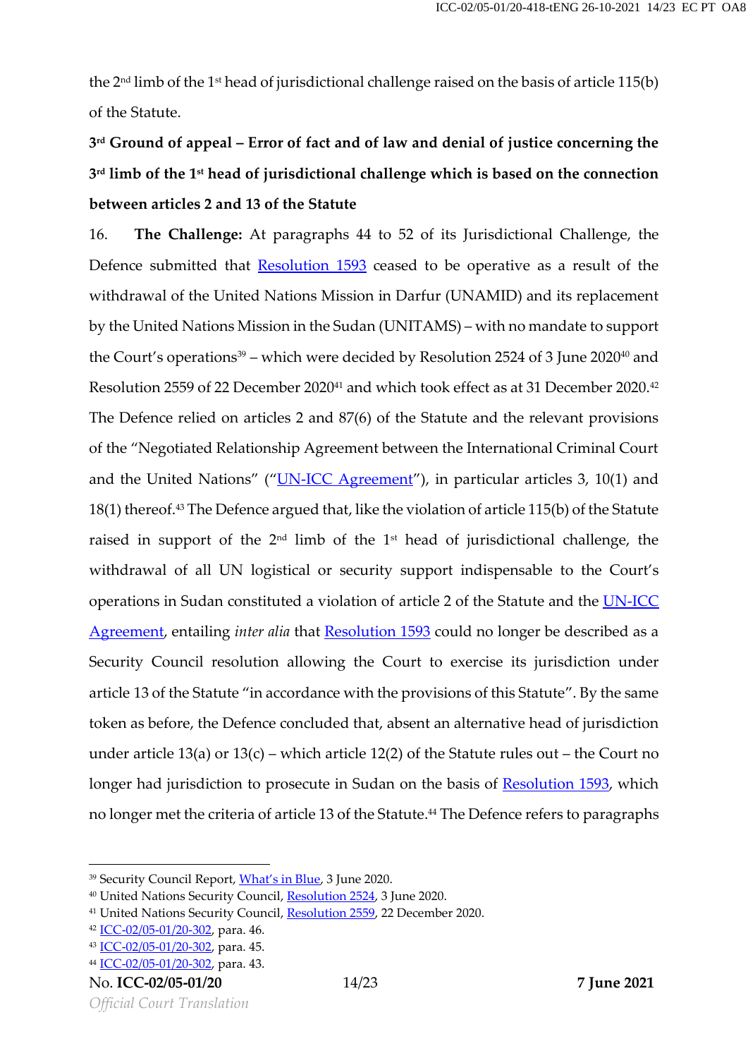the 2nd limb of the 1st head of jurisdictional challenge raised on the basis of article 115(b) of the Statute.

**3rd Ground of appeal – Error of fact and of law and denial of justice concerning the 3rd limb of the 1st head of jurisdictional challenge which is based on the connection between articles 2 and 13 of the Statute**

16. **The Challenge:** At paragraphs 44 to 52 of its Jurisdictional Challenge, the Defence submitted that Resolution 1593 ceased to be operative as a result of the withdrawal of the United Nations Mission in Darfur (UNAMID) and its replacement by the United Nations Mission in the Sudan (UNITAMS) – with no mandate to support the Court's operations[39] – which were decided by Resolution 2524 of 3 June 2020[40] and Resolution 2559 of 22 December 2020[41] and which took effect as at 31 December 2020.[42] The Defence relied on articles 2 and 87(6) of the Statute and the relevant provisions of the "Negotiated Relationship Agreement between the International Criminal Court and the United Nations" ("UN-ICC Agreement"), in particular articles 3, 10(1) and 18(1) thereof.[43] The Defence argued that, like the violation of article 115(b) of the Statute raised in support of the 2nd limb of the 1st head of jurisdictional challenge, the withdrawal of all UN logistical or security support indispensable to the Court's operations in Sudan constituted a violation of article 2 of the Statute and the UN-ICC Agreement, entailing *inter alia* that Resolution 1593 could no longer be described as a Security Council resolution allowing the Court to exercise its jurisdiction under article 13 of the Statute "in accordance with the provisions of this Statute". By the same token as before, the Defence concluded that, absent an alternative head of jurisdiction under article 13(a) or 13(c) – which article 12(2) of the Statute rules out – the Court no longer had jurisdiction to prosecute in Sudan on the basis of Resolution 1593, which no longer met the criteria of article 13 of the Statute.[44] The Defence refers to paragraphs

[39] Security Council Report, What's in Blue, 3 June 2020.
[40] United Nations Security Council, Resolution 2524, 3 June 2020.
[41] United Nations Security Council, Resolution 2559, 22 December 2020.
[42] ICC-02/05-01/20-302, para. 46.
[43] ICC-02/05-01/20-302, para. 45.
[44] ICC-02/05-01/20-302, para. 43.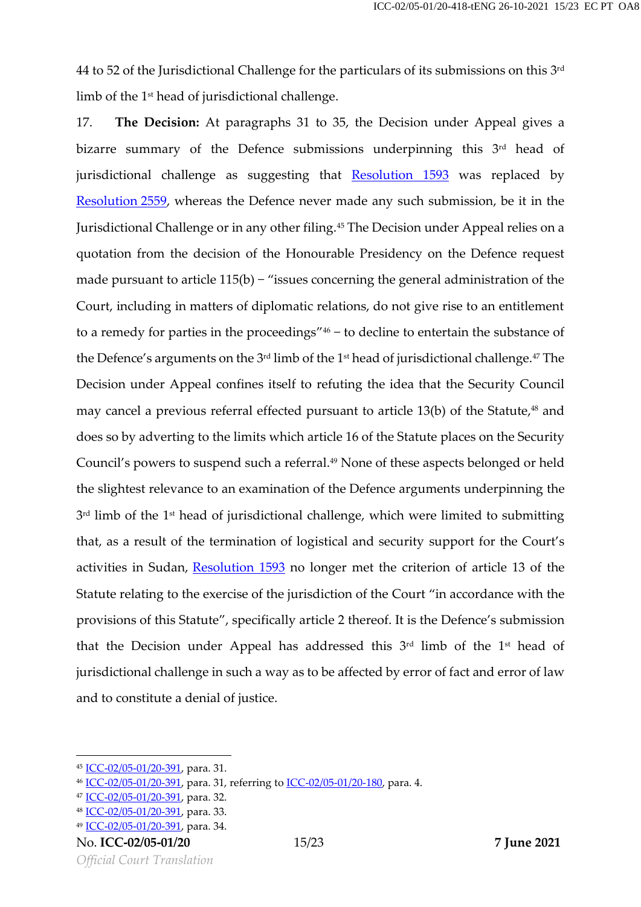44 to 52 of the Jurisdictional Challenge for the particulars of its submissions on this 3rd limb of the 1st head of jurisdictional challenge.

17. **The Decision:** At paragraphs 31 to 35, the Decision under Appeal gives a bizarre summary of the Defence submissions underpinning this 3rd head of jurisdictional challenge as suggesting that Resolution 1593 was replaced by Resolution 2559, whereas the Defence never made any such submission, be it in the Jurisdictional Challenge or in any other filing.[45] The Decision under Appeal relies on a quotation from the decision of the Honourable Presidency on the Defence request made pursuant to article 115(b) – "issues concerning the general administration of the Court, including in matters of diplomatic relations, do not give rise to an entitlement to a remedy for parties in the proceedings"[46] – to decline to entertain the substance of the Defence's arguments on the 3rd limb of the 1st head of jurisdictional challenge.[47] The Decision under Appeal confines itself to refuting the idea that the Security Council may cancel a previous referral effected pursuant to article 13(b) of the Statute,[48] and does so by adverting to the limits which article 16 of the Statute places on the Security Council's powers to suspend such a referral.[49] None of these aspects belonged or held the slightest relevance to an examination of the Defence arguments underpinning the 3rd limb of the 1st head of jurisdictional challenge, which were limited to submitting that, as a result of the termination of logistical and security support for the Court's activities in Sudan, Resolution 1593 no longer met the criterion of article 13 of the Statute relating to the exercise of the jurisdiction of the Court "in accordance with the provisions of this Statute", specifically article 2 thereof. It is the Defence's submission that the Decision under Appeal has addressed this 3rd limb of the 1st head of jurisdictional challenge in such a way as to be affected by error of fact and error of law and to constitute a denial of justice.

---

[45] ICC-02/05-01/20-391, para. 31.

[46] ICC-02/05-01/20-391, para. 31, referring to ICC-02/05-01/20-180, para. 4.

[47] ICC-02/05-01/20-391, para. 32.

[48] ICC-02/05-01/20-391, para. 33.

[49] ICC-02/05-01/20-391, para. 34.

No. **ICC-02/05-01/20** **7 June 2021**

*Official Court Translation*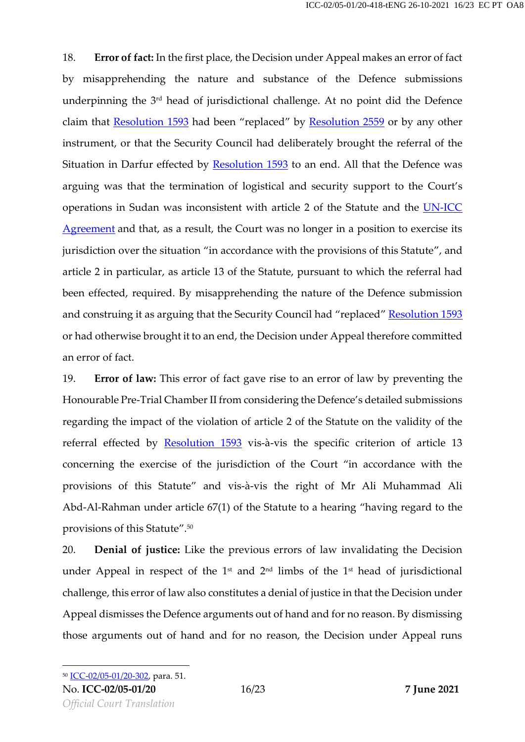18. **Error of fact:** In the first place, the Decision under Appeal makes an error of fact by misapprehending the nature and substance of the Defence submissions underpinning the 3rd head of jurisdictional challenge. At no point did the Defence claim that Resolution 1593 had been "replaced" by Resolution 2559 or by any other instrument, or that the Security Council had deliberately brought the referral of the Situation in Darfur effected by Resolution 1593 to an end. All that the Defence was arguing was that the termination of logistical and security support to the Court's operations in Sudan was inconsistent with article 2 of the Statute and the UN-ICC Agreement and that, as a result, the Court was no longer in a position to exercise its jurisdiction over the situation "in accordance with the provisions of this Statute", and article 2 in particular, as article 13 of the Statute, pursuant to which the referral had been effected, required. By misapprehending the nature of the Defence submission and construing it as arguing that the Security Council had "replaced" Resolution 1593 or had otherwise brought it to an end, the Decision under Appeal therefore committed an error of fact.

19. **Error of law:** This error of fact gave rise to an error of law by preventing the Honourable Pre-Trial Chamber II from considering the Defence's detailed submissions regarding the impact of the violation of article 2 of the Statute on the validity of the referral effected by Resolution 1593 vis-à-vis the specific criterion of article 13 concerning the exercise of the jurisdiction of the Court "in accordance with the provisions of this Statute" and vis-à-vis the right of Mr Ali Muhammad Ali Abd-Al-Rahman under article 67(1) of the Statute to a hearing "having regard to the provisions of this Statute".[50]

20. **Denial of justice:** Like the previous errors of law invalidating the Decision under Appeal in respect of the 1st and 2nd limbs of the 1st head of jurisdictional challenge, this error of law also constitutes a denial of justice in that the Decision under Appeal dismisses the Defence arguments out of hand and for no reason. By dismissing those arguments out of hand and for no reason, the Decision under Appeal runs

---

[50] ICC-02/05-01/20-302, para. 51.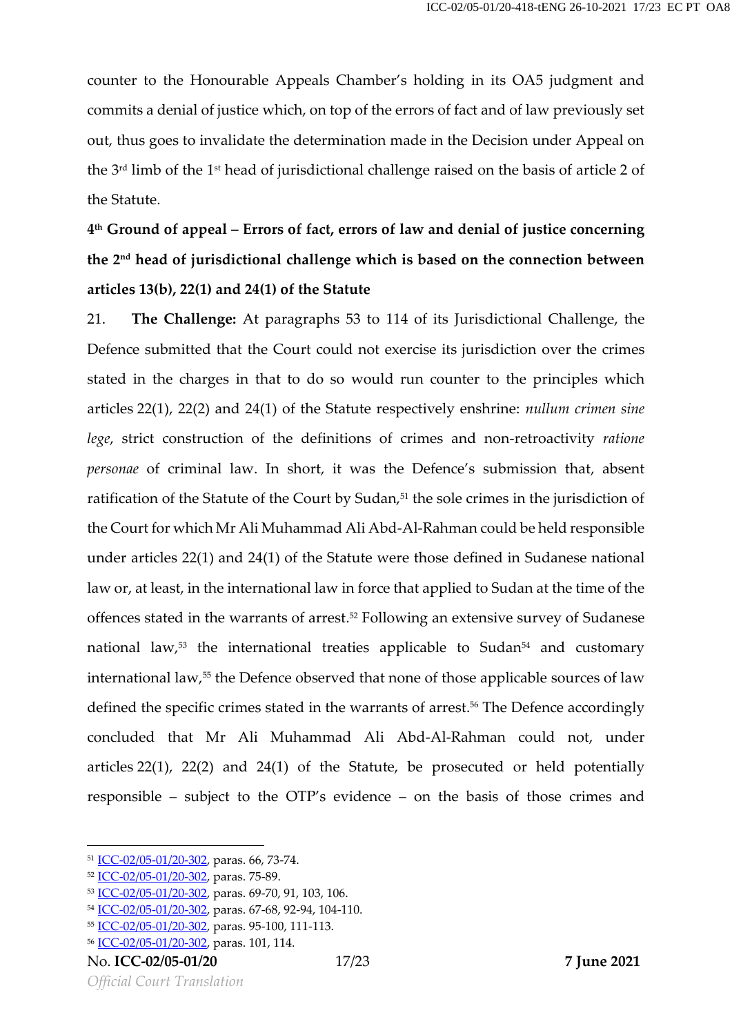counter to the Honourable Appeals Chamber's holding in its OA5 judgment and commits a denial of justice which, on top of the errors of fact and of law previously set out, thus goes to invalidate the determination made in the Decision under Appeal on the 3rd limb of the 1st head of jurisdictional challenge raised on the basis of article 2 of the Statute.

**4th Ground of appeal – Errors of fact, errors of law and denial of justice concerning the 2nd head of jurisdictional challenge which is based on the connection between articles 13(b), 22(1) and 24(1) of the Statute**

21. **The Challenge:** At paragraphs 53 to 114 of its Jurisdictional Challenge, the Defence submitted that the Court could not exercise its jurisdiction over the crimes stated in the charges in that to do so would run counter to the principles which articles 22(1), 22(2) and 24(1) of the Statute respectively enshrine: *nullum crimen sine lege*, strict construction of the definitions of crimes and non-retroactivity *ratione personae* of criminal law. In short, it was the Defence's submission that, absent ratification of the Statute of the Court by Sudan,[51] the sole crimes in the jurisdiction of the Court for which Mr Ali Muhammad Ali Abd-Al-Rahman could be held responsible under articles 22(1) and 24(1) of the Statute were those defined in Sudanese national law or, at least, in the international law in force that applied to Sudan at the time of the offences stated in the warrants of arrest.[52] Following an extensive survey of Sudanese national law,[53] the international treaties applicable to Sudan[54] and customary international law,[55] the Defence observed that none of those applicable sources of law defined the specific crimes stated in the warrants of arrest.[56] The Defence accordingly concluded that Mr Ali Muhammad Ali Abd-Al-Rahman could not, under articles 22(1), 22(2) and 24(1) of the Statute, be prosecuted or held potentially responsible – subject to the OTP's evidence – on the basis of those crimes and

---

[51] ICC-02/05-01/20-302, paras. 66, 73-74.
[52] ICC-02/05-01/20-302, paras. 75-89.
[53] ICC-02/05-01/20-302, paras. 69-70, 91, 103, 106.
[54] ICC-02/05-01/20-302, paras. 67-68, 92-94, 104-110.
[55] ICC-02/05-01/20-302, paras. 95-100, 111-113.
[56] ICC-02/05-01/20-302, paras. 101, 114.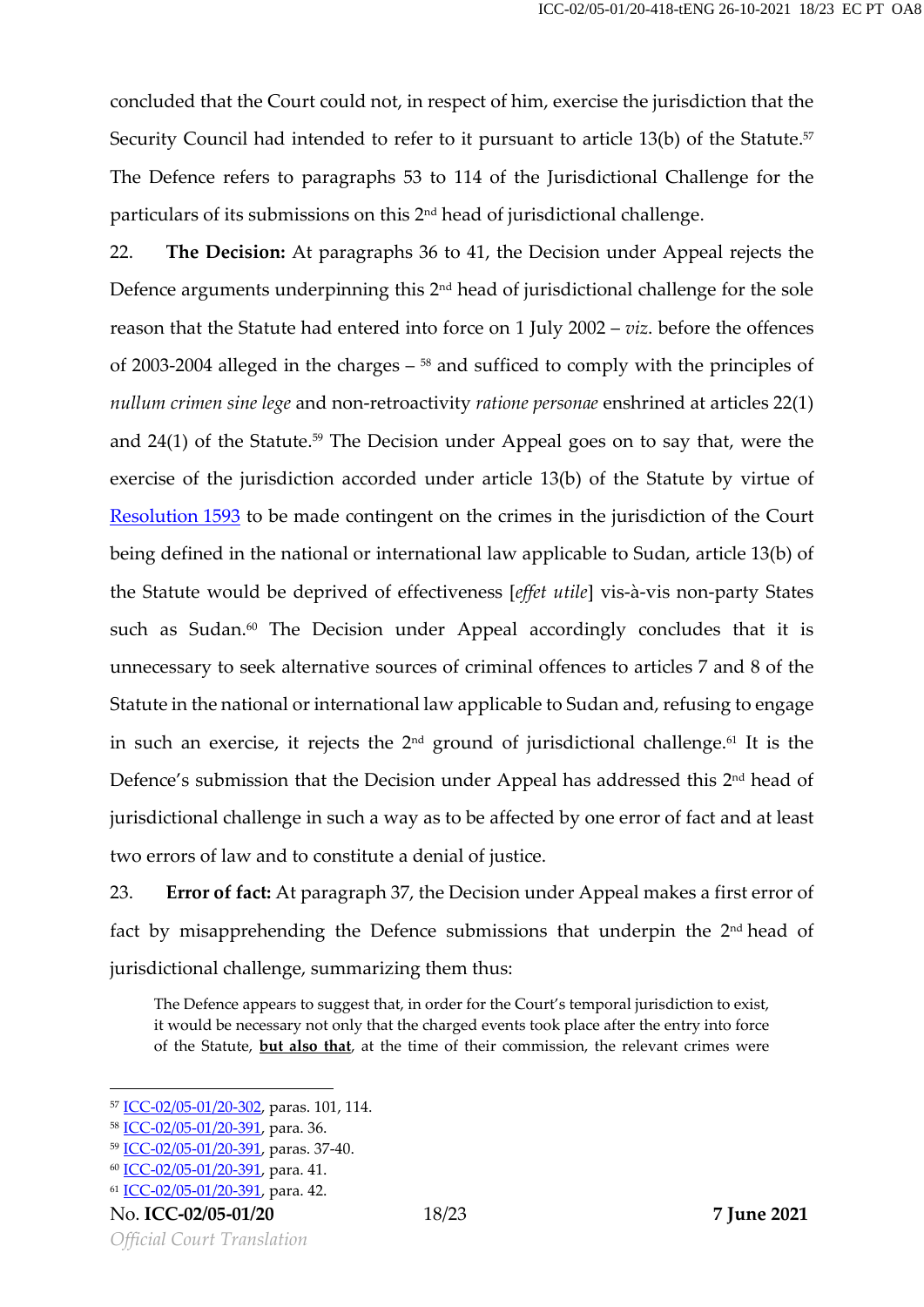concluded that the Court could not, in respect of him, exercise the jurisdiction that the Security Council had intended to refer to it pursuant to article 13(b) of the Statute.[57] The Defence refers to paragraphs 53 to 114 of the Jurisdictional Challenge for the particulars of its submissions on this 2nd head of jurisdictional challenge.

22. **The Decision:** At paragraphs 36 to 41, the Decision under Appeal rejects the Defence arguments underpinning this 2nd head of jurisdictional challenge for the sole reason that the Statute had entered into force on 1 July 2002 – *viz*. before the offences of 2003-2004 alleged in the charges – [58] and sufficed to comply with the principles of *nullum crimen sine lege* and non-retroactivity *ratione personae* enshrined at articles 22(1) and 24(1) of the Statute.[59] The Decision under Appeal goes on to say that, were the exercise of the jurisdiction accorded under article 13(b) of the Statute by virtue of Resolution 1593 to be made contingent on the crimes in the jurisdiction of the Court being defined in the national or international law applicable to Sudan, article 13(b) of the Statute would be deprived of effectiveness [*effet utile*] vis-à-vis non-party States such as Sudan.[60] The Decision under Appeal accordingly concludes that it is unnecessary to seek alternative sources of criminal offences to articles 7 and 8 of the Statute in the national or international law applicable to Sudan and, refusing to engage in such an exercise, it rejects the 2nd ground of jurisdictional challenge.[61] It is the Defence's submission that the Decision under Appeal has addressed this 2nd head of jurisdictional challenge in such a way as to be affected by one error of fact and at least two errors of law and to constitute a denial of justice.

23. **Error of fact:** At paragraph 37, the Decision under Appeal makes a first error of fact by misapprehending the Defence submissions that underpin the 2nd head of jurisdictional challenge, summarizing them thus:

> The Defence appears to suggest that, in order for the Court's temporal jurisdiction to exist, it would be necessary not only that the charged events took place after the entry into force of the Statute, **but also that**, at the time of their commission, the relevant crimes were

---

[57] ICC-02/05-01/20-302, paras. 101, 114.
[58] ICC-02/05-01/20-391, para. 36.
[59] ICC-02/05-01/20-391, paras. 37-40.
[60] ICC-02/05-01/20-391, para. 41.
[61] ICC-02/05-01/20-391, para. 42.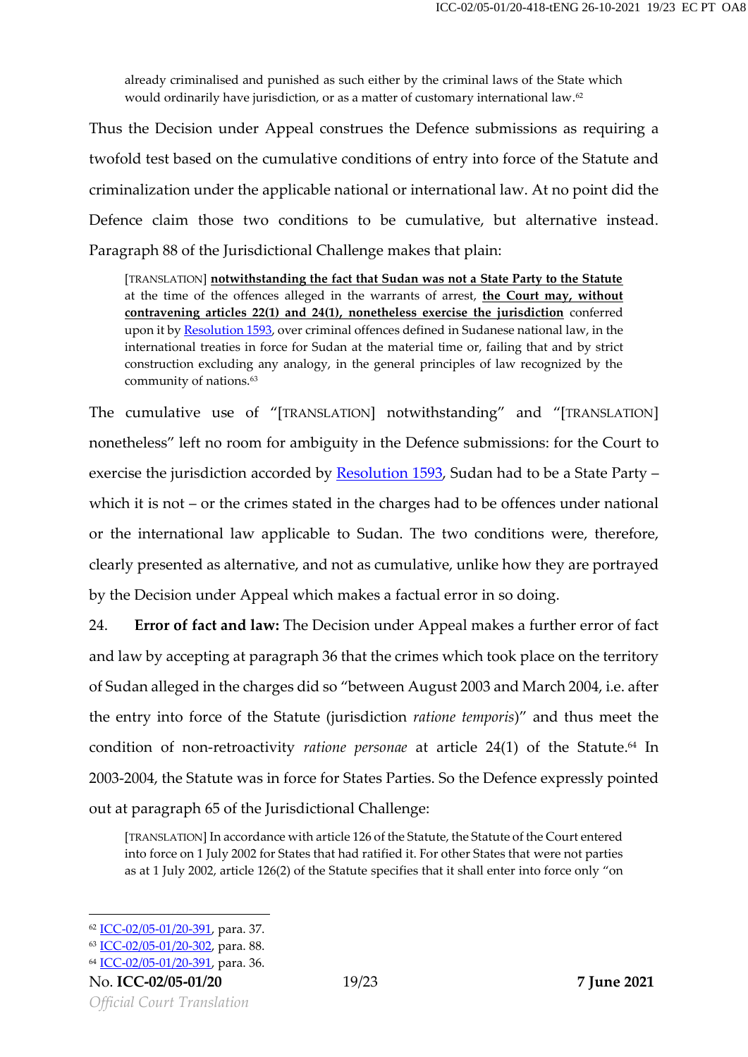> already criminalised and punished as such either by the criminal laws of the State which would ordinarily have jurisdiction, or as a matter of customary international law.[62]

Thus the Decision under Appeal construes the Defence submissions as requiring a twofold test based on the cumulative conditions of entry into force of the Statute and criminalization under the applicable national or international law. At no point did the Defence claim those two conditions to be cumulative, but alternative instead. Paragraph 88 of the Jurisdictional Challenge makes that plain:

> [TRANSLATION] **notwithstanding the fact that Sudan was not a State Party to the Statute** at the time of the offences alleged in the warrants of arrest, **the Court may, without contravening articles 22(1) and 24(1), nonetheless exercise the jurisdiction** conferred upon it by Resolution 1593, over criminal offences defined in Sudanese national law, in the international treaties in force for Sudan at the material time or, failing that and by strict construction excluding any analogy, in the general principles of law recognized by the community of nations.[63]

The cumulative use of "[TRANSLATION] notwithstanding" and "[TRANSLATION] nonetheless" left no room for ambiguity in the Defence submissions: for the Court to exercise the jurisdiction accorded by Resolution 1593, Sudan had to be a State Party – which it is not – or the crimes stated in the charges had to be offences under national or the international law applicable to Sudan. The two conditions were, therefore, clearly presented as alternative, and not as cumulative, unlike how they are portrayed by the Decision under Appeal which makes a factual error in so doing.

24. **Error of fact and law:** The Decision under Appeal makes a further error of fact and law by accepting at paragraph 36 that the crimes which took place on the territory of Sudan alleged in the charges did so "between August 2003 and March 2004, i.e. after the entry into force of the Statute (jurisdiction *ratione temporis*)" and thus meet the condition of non-retroactivity *ratione personae* at article 24(1) of the Statute.[64] In 2003-2004, the Statute was in force for States Parties. So the Defence expressly pointed out at paragraph 65 of the Jurisdictional Challenge:

> [TRANSLATION] In accordance with article 126 of the Statute, the Statute of the Court entered into force on 1 July 2002 for States that had ratified it. For other States that were not parties as at 1 July 2002, article 126(2) of the Statute specifies that it shall enter into force only "on

---

[62] ICC-02/05-01/20-391, para. 37.
[63] ICC-02/05-01/20-302, para. 88.
[64] ICC-02/05-01/20-391, para. 36.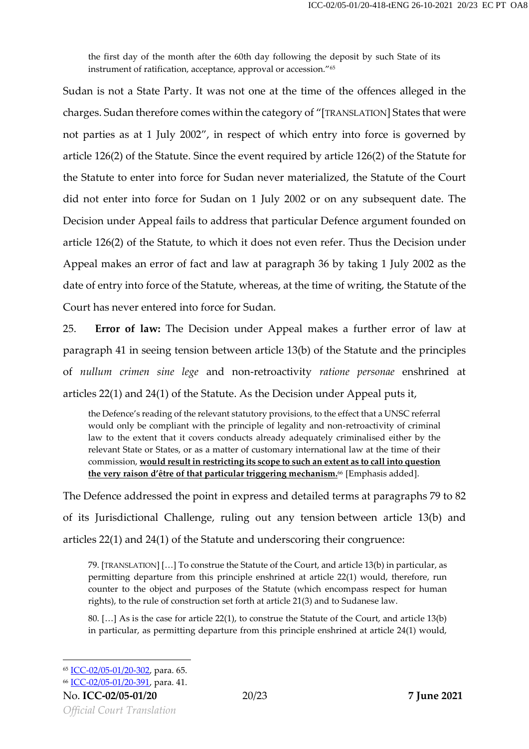> the first day of the month after the 60th day following the deposit by such State of its instrument of ratification, acceptance, approval or accession."[65]

Sudan is not a State Party. It was not one at the time of the offences alleged in the charges. Sudan therefore comes within the category of "[TRANSLATION] States that were not parties as at 1 July 2002", in respect of which entry into force is governed by article 126(2) of the Statute. Since the event required by article 126(2) of the Statute for the Statute to enter into force for Sudan never materialized, the Statute of the Court did not enter into force for Sudan on 1 July 2002 or on any subsequent date. The Decision under Appeal fails to address that particular Defence argument founded on article 126(2) of the Statute, to which it does not even refer. Thus the Decision under Appeal makes an error of fact and law at paragraph 36 by taking 1 July 2002 as the date of entry into force of the Statute, whereas, at the time of writing, the Statute of the Court has never entered into force for Sudan.

25. **Error of law:** The Decision under Appeal makes a further error of law at paragraph 41 in seeing tension between article 13(b) of the Statute and the principles of *nullum crimen sine lege* and non-retroactivity *ratione personae* enshrined at articles 22(1) and 24(1) of the Statute. As the Decision under Appeal puts it,

> the Defence's reading of the relevant statutory provisions, to the effect that a UNSC referral would only be compliant with the principle of legality and non-retroactivity of criminal law to the extent that it covers conducts already adequately criminalised either by the relevant State or States, or as a matter of customary international law at the time of their commission, <u>**would result in restricting its scope to such an extent as to call into question the very raison d'être of that particular triggering mechanism.**</u>[66] [Emphasis added].

The Defence addressed the point in express and detailed terms at paragraphs 79 to 82 of its Jurisdictional Challenge, ruling out any tension between article 13(b) and articles 22(1) and 24(1) of the Statute and underscoring their congruence:

> 79. [TRANSLATION] […] To construe the Statute of the Court, and article 13(b) in particular, as permitting departure from this principle enshrined at article 22(1) would, therefore, run counter to the object and purposes of the Statute (which encompass respect for human rights), to the rule of construction set forth at article 21(3) and to Sudanese law.
>
> 80. […] As is the case for article 22(1), to construe the Statute of the Court, and article 13(b) in particular, as permitting departure from this principle enshrined at article 24(1) would,

---

[65] ICC-02/05-01/20-302, para. 65.

[66] ICC-02/05-01/20-391, para. 41.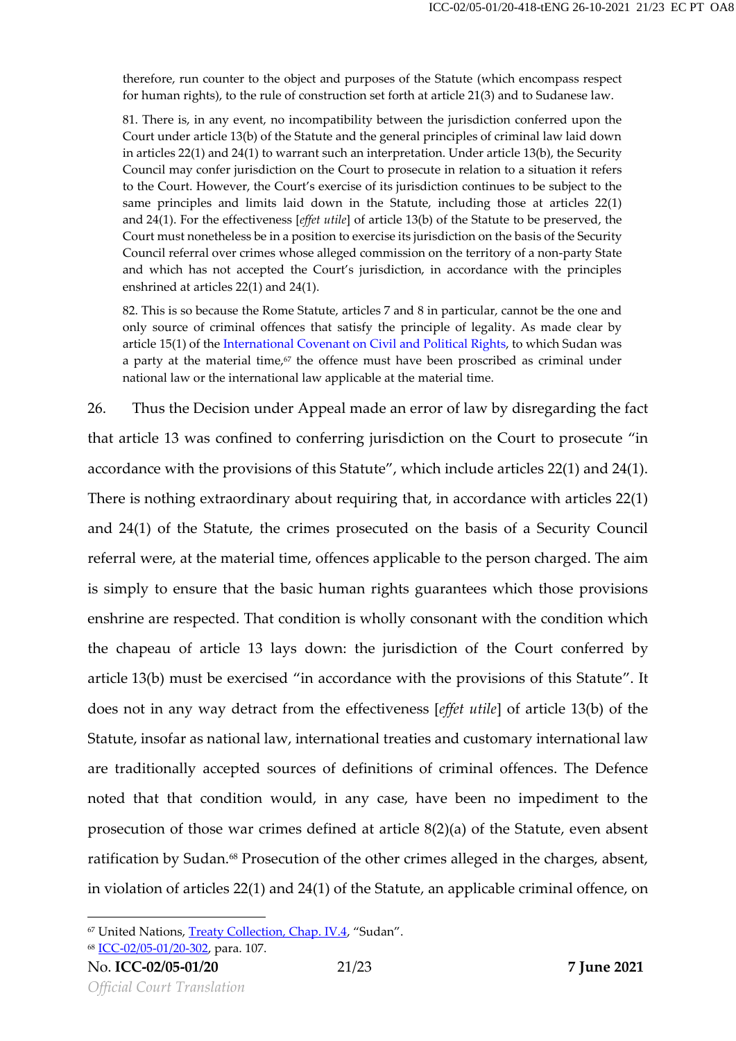> therefore, run counter to the object and purposes of the Statute (which encompass respect for human rights), to the rule of construction set forth at article 21(3) and to Sudanese law.
>
> 81. There is, in any event, no incompatibility between the jurisdiction conferred upon the Court under article 13(b) of the Statute and the general principles of criminal law laid down in articles 22(1) and 24(1) to warrant such an interpretation. Under article 13(b), the Security Council may confer jurisdiction on the Court to prosecute in relation to a situation it refers to the Court. However, the Court's exercise of its jurisdiction continues to be subject to the same principles and limits laid down in the Statute, including those at articles 22(1) and 24(1). For the effectiveness [*effet utile*] of article 13(b) of the Statute to be preserved, the Court must nonetheless be in a position to exercise its jurisdiction on the basis of the Security Council referral over crimes whose alleged commission on the territory of a non-party State and which has not accepted the Court's jurisdiction, in accordance with the principles enshrined at articles 22(1) and 24(1).
>
> 82. This is so because the Rome Statute, articles 7 and 8 in particular, cannot be the one and only source of criminal offences that satisfy the principle of legality. As made clear by article 15(1) of the International Covenant on Civil and Political Rights, to which Sudan was a party at the material time,[67] the offence must have been proscribed as criminal under national law or the international law applicable at the material time.

26. Thus the Decision under Appeal made an error of law by disregarding the fact that article 13 was confined to conferring jurisdiction on the Court to prosecute "in accordance with the provisions of this Statute", which include articles 22(1) and 24(1). There is nothing extraordinary about requiring that, in accordance with articles 22(1) and 24(1) of the Statute, the crimes prosecuted on the basis of a Security Council referral were, at the material time, offences applicable to the person charged. The aim is simply to ensure that the basic human rights guarantees which those provisions enshrine are respected. That condition is wholly consonant with the condition which the chapeau of article 13 lays down: the jurisdiction of the Court conferred by article 13(b) must be exercised "in accordance with the provisions of this Statute". It does not in any way detract from the effectiveness [*effet utile*] of article 13(b) of the Statute, insofar as national law, international treaties and customary international law are traditionally accepted sources of definitions of criminal offences. The Defence noted that that condition would, in any case, have been no impediment to the prosecution of those war crimes defined at article 8(2)(a) of the Statute, even absent ratification by Sudan.[68] Prosecution of the other crimes alleged in the charges, absent, in violation of articles 22(1) and 24(1) of the Statute, an applicable criminal offence, on

---

[67] United Nations, Treaty Collection, Chap. IV.4, "Sudan".

[68] ICC-02/05-01/20-302, para. 107.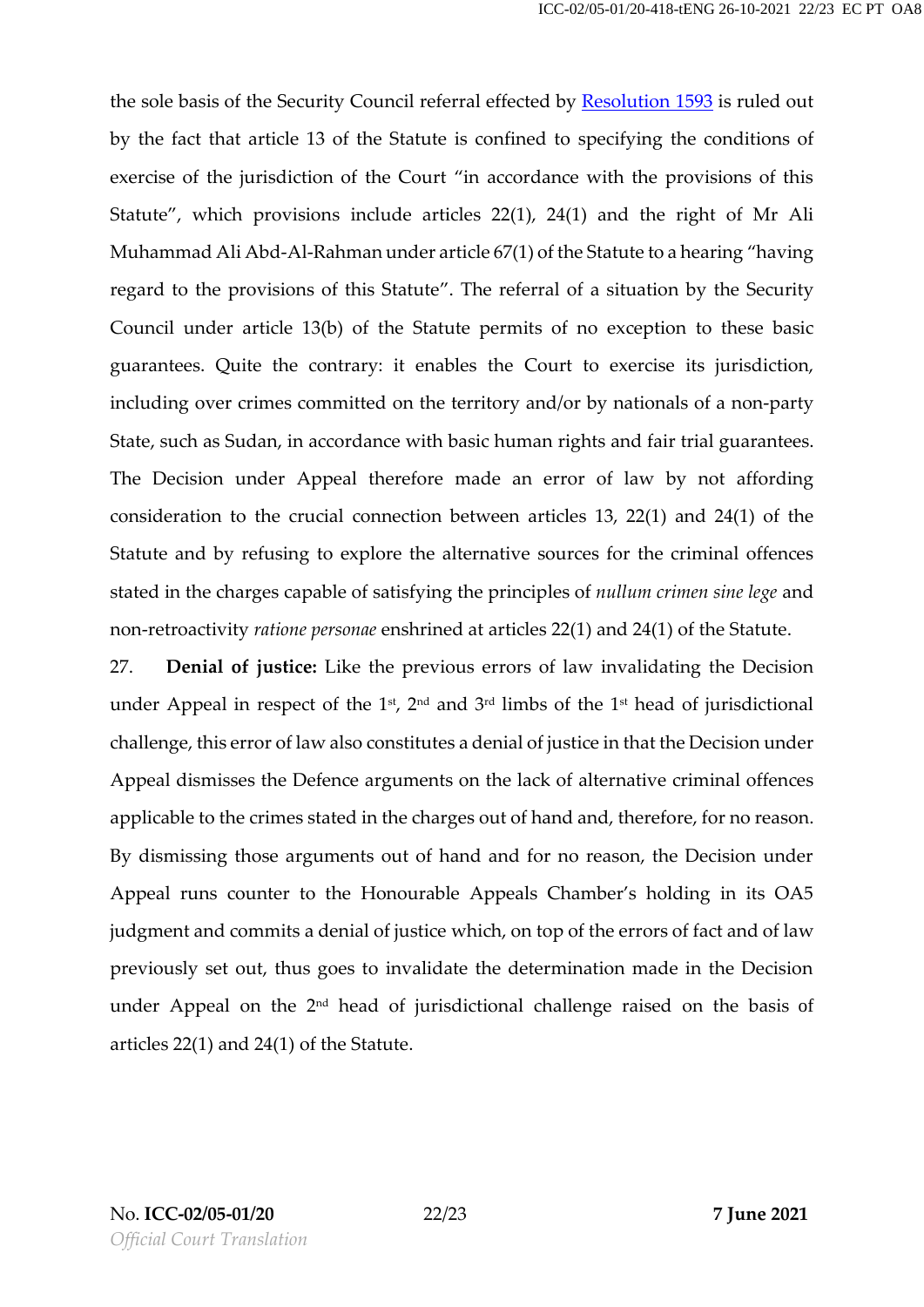the sole basis of the Security Council referral effected by Resolution 1593 is ruled out by the fact that article 13 of the Statute is confined to specifying the conditions of exercise of the jurisdiction of the Court "in accordance with the provisions of this Statute", which provisions include articles 22(1), 24(1) and the right of Mr Ali Muhammad Ali Abd-Al-Rahman under article 67(1) of the Statute to a hearing "having regard to the provisions of this Statute". The referral of a situation by the Security Council under article 13(b) of the Statute permits of no exception to these basic guarantees. Quite the contrary: it enables the Court to exercise its jurisdiction, including over crimes committed on the territory and/or by nationals of a non-party State, such as Sudan, in accordance with basic human rights and fair trial guarantees. The Decision under Appeal therefore made an error of law by not affording consideration to the crucial connection between articles 13, 22(1) and 24(1) of the Statute and by refusing to explore the alternative sources for the criminal offences stated in the charges capable of satisfying the principles of *nullum crimen sine lege* and non-retroactivity *ratione personae* enshrined at articles 22(1) and 24(1) of the Statute.

27. **Denial of justice:** Like the previous errors of law invalidating the Decision under Appeal in respect of the 1st, 2nd and 3rd limbs of the 1st head of jurisdictional challenge, this error of law also constitutes a denial of justice in that the Decision under Appeal dismisses the Defence arguments on the lack of alternative criminal offences applicable to the crimes stated in the charges out of hand and, therefore, for no reason. By dismissing those arguments out of hand and for no reason, the Decision under Appeal runs counter to the Honourable Appeals Chamber's holding in its OA5 judgment and commits a denial of justice which, on top of the errors of fact and of law previously set out, thus goes to invalidate the determination made in the Decision under Appeal on the 2nd head of jurisdictional challenge raised on the basis of articles 22(1) and 24(1) of the Statute.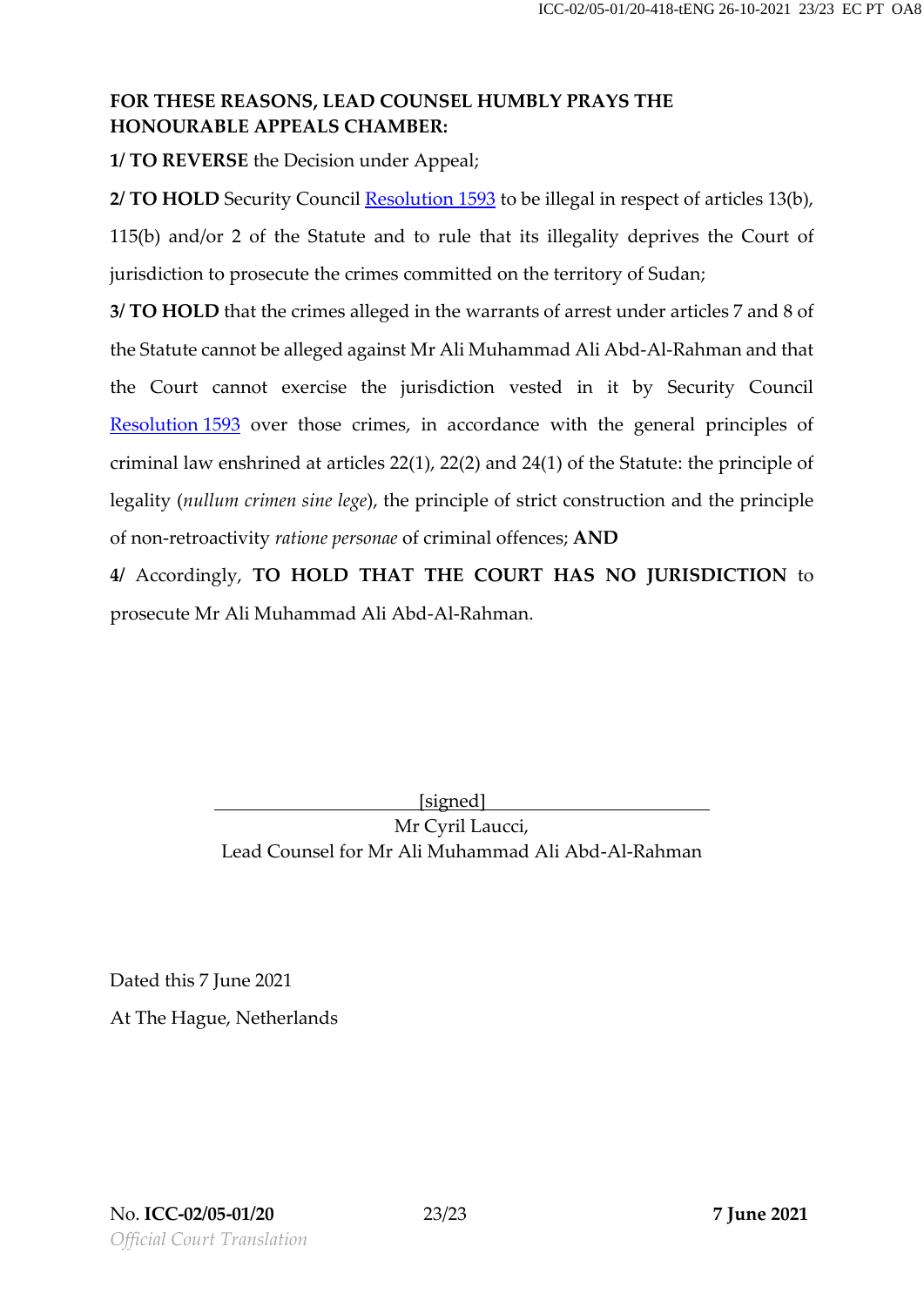**FOR THESE REASONS, LEAD COUNSEL HUMBLY PRAYS THE HONOURABLE APPEALS CHAMBER:**

**1/ TO REVERSE** the Decision under Appeal;

**2/ TO HOLD** Security Council Resolution 1593 to be illegal in respect of articles 13(b), 115(b) and/or 2 of the Statute and to rule that its illegality deprives the Court of jurisdiction to prosecute the crimes committed on the territory of Sudan;

**3/ TO HOLD** that the crimes alleged in the warrants of arrest under articles 7 and 8 of the Statute cannot be alleged against Mr Ali Muhammad Ali Abd-Al-Rahman and that the Court cannot exercise the jurisdiction vested in it by Security Council Resolution 1593 over those crimes, in accordance with the general principles of criminal law enshrined at articles 22(1), 22(2) and 24(1) of the Statute: the principle of legality (*nullum crimen sine lege*), the principle of strict construction and the principle of non-retroactivity *ratione personae* of criminal offences; **AND**

**4/** Accordingly, **TO HOLD THAT THE COURT HAS NO JURISDICTION** to prosecute Mr Ali Muhammad Ali Abd-Al-Rahman.

[signed]

Mr Cyril Laucci,
Lead Counsel for Mr Ali Muhammad Ali Abd-Al-Rahman

Dated this 7 June 2021

At The Hague, Netherlands